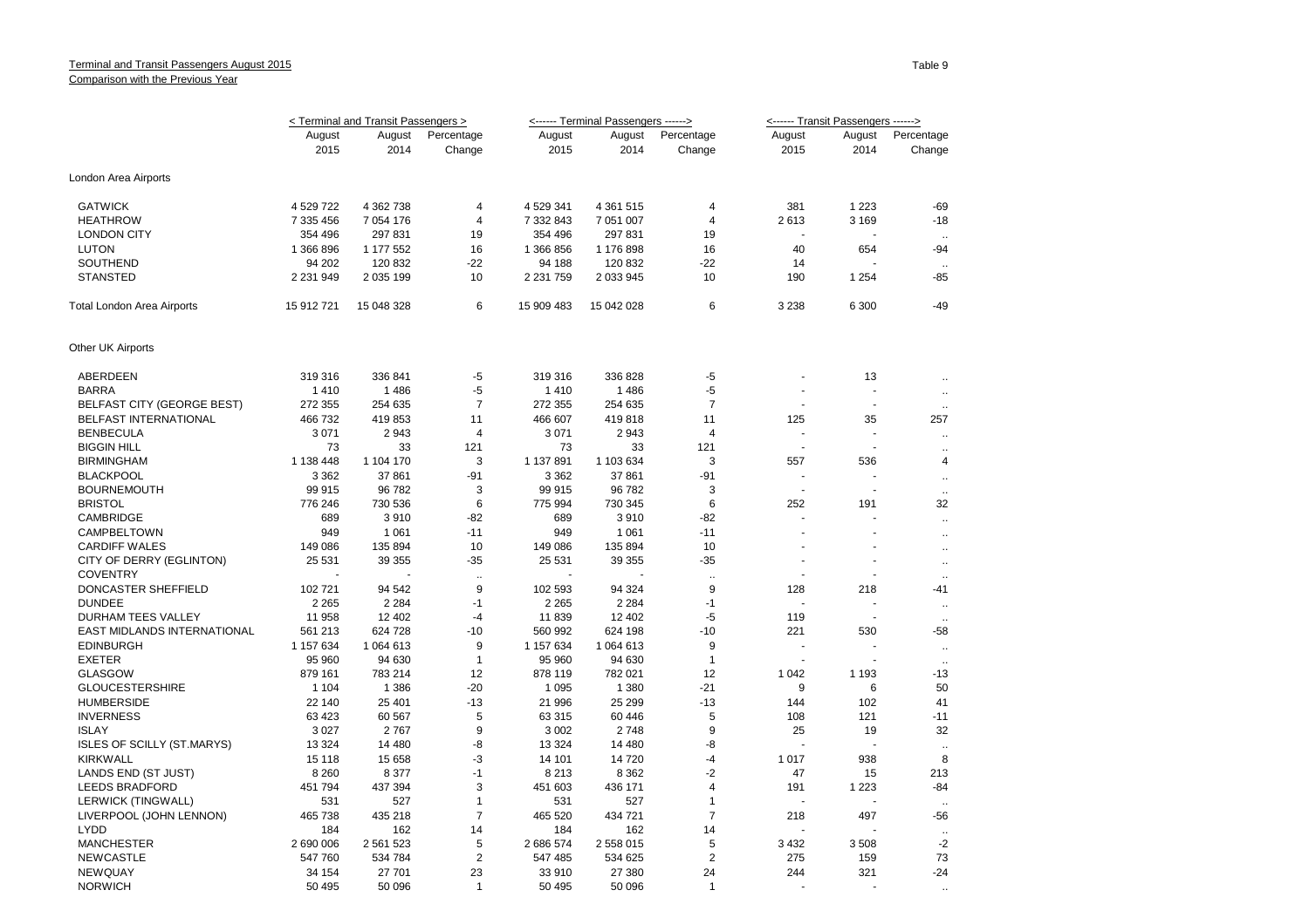Terminal and Transit Passengers August 2015

Comparison with the Previous Year

Table 9

| | < Terminal and Transit Passengers > | | | <------ Terminal Passengers ------> | | | <------ Transit Passengers ------> | | |
|---|---|---|---|---|---|---|---|---|---|
| | August 2015 | August 2014 | Percentage Change | August 2015 | August 2014 | Percentage Change | August 2015 | August 2014 | Percentage Change |
| London Area Airports | | | | | | | | | |
| GATWICK | 4 529 722 | 4 362 738 | 4 | 4 529 341 | 4 361 515 | 4 | 381 | 1 223 | -69 |
| HEATHROW | 7 335 456 | 7 054 176 | 4 | 7 332 843 | 7 051 007 | 4 | 2 613 | 3 169 | -18 |
| LONDON CITY | 354 496 | 297 831 | 19 | 354 496 | 297 831 | 19 | - | - | .. |
| LUTON | 1 366 896 | 1 177 552 | 16 | 1 366 856 | 1 176 898 | 16 | 40 | 654 | -94 |
| SOUTHEND | 94 202 | 120 832 | -22 | 94 188 | 120 832 | -22 | 14 | - | .. |
| STANSTED | 2 231 949 | 2 035 199 | 10 | 2 231 759 | 2 033 945 | 10 | 190 | 1 254 | -85 |
| Total London Area Airports | 15 912 721 | 15 048 328 | 6 | 15 909 483 | 15 042 028 | 6 | 3 238 | 6 300 | -49 |
| Other UK Airports | | | | | | | | | |
| ABERDEEN | 319 316 | 336 841 | -5 | 319 316 | 336 828 | -5 | - | 13 | .. |
| BARRA | 1 410 | 1 486 | -5 | 1 410 | 1 486 | -5 | - | - | .. |
| BELFAST CITY (GEORGE BEST) | 272 355 | 254 635 | 7 | 272 355 | 254 635 | 7 | - | - | .. |
| BELFAST INTERNATIONAL | 466 732 | 419 853 | 11 | 466 607 | 419 818 | 11 | 125 | 35 | 257 |
| BENBECULA | 3 071 | 2 943 | 4 | 3 071 | 2 943 | 4 | - | - | .. |
| BIGGIN HILL | 73 | 33 | 121 | 73 | 33 | 121 | - | - | .. |
| BIRMINGHAM | 1 138 448 | 1 104 170 | 3 | 1 137 891 | 1 103 634 | 3 | 557 | 536 | 4 |
| BLACKPOOL | 3 362 | 37 861 | -91 | 3 362 | 37 861 | -91 | - | - | .. |
| BOURNEMOUTH | 99 915 | 96 782 | 3 | 99 915 | 96 782 | 3 | - | - | .. |
| BRISTOL | 776 246 | 730 536 | 6 | 775 994 | 730 345 | 6 | 252 | 191 | 32 |
| CAMBRIDGE | 689 | 3 910 | -82 | 689 | 3 910 | -82 | - | - | .. |
| CAMPBELTOWN | 949 | 1 061 | -11 | 949 | 1 061 | -11 | - | - | .. |
| CARDIFF WALES | 149 086 | 135 894 | 10 | 149 086 | 135 894 | 10 | - | - | .. |
| CITY OF DERRY (EGLINTON) | 25 531 | 39 355 | -35 | 25 531 | 39 355 | -35 | - | - | .. |
| COVENTRY | - | - | .. | - | - | .. | - | - | .. |
| DONCASTER SHEFFIELD | 102 721 | 94 542 | 9 | 102 593 | 94 324 | 9 | 128 | 218 | -41 |
| DUNDEE | 2 265 | 2 284 | -1 | 2 265 | 2 284 | -1 | - | - | .. |
| DURHAM TEES VALLEY | 11 958 | 12 402 | -4 | 11 839 | 12 402 | -5 | 119 | - | .. |
| EAST MIDLANDS INTERNATIONAL | 561 213 | 624 728 | -10 | 560 992 | 624 198 | -10 | 221 | 530 | -58 |
| EDINBURGH | 1 157 634 | 1 064 613 | 9 | 1 157 634 | 1 064 613 | 9 | - | - | .. |
| EXETER | 95 960 | 94 630 | 1 | 95 960 | 94 630 | 1 | - | - | .. |
| GLASGOW | 879 161 | 783 214 | 12 | 878 119 | 782 021 | 12 | 1 042 | 1 193 | -13 |
| GLOUCESTERSHIRE | 1 104 | 1 386 | -20 | 1 095 | 1 380 | -21 | 9 | 6 | 50 |
| HUMBERSIDE | 22 140 | 25 401 | -13 | 21 996 | 25 299 | -13 | 144 | 102 | 41 |
| INVERNESS | 63 423 | 60 567 | 5 | 63 315 | 60 446 | 5 | 108 | 121 | -11 |
| ISLAY | 3 027 | 2 767 | 9 | 3 002 | 2 748 | 9 | 25 | 19 | 32 |
| ISLES OF SCILLY (ST.MARYS) | 13 324 | 14 480 | -8 | 13 324 | 14 480 | -8 | - | - | .. |
| KIRKWALL | 15 118 | 15 658 | -3 | 14 101 | 14 720 | -4 | 1 017 | 938 | 8 |
| LANDS END (ST JUST) | 8 260 | 8 377 | -1 | 8 213 | 8 362 | -2 | 47 | 15 | 213 |
| LEEDS BRADFORD | 451 794 | 437 394 | 3 | 451 603 | 436 171 | 4 | 191 | 1 223 | -84 |
| LERWICK (TINGWALL) | 531 | 527 | 1 | 531 | 527 | 1 | - | - | .. |
| LIVERPOOL (JOHN LENNON) | 465 738 | 435 218 | 7 | 465 520 | 434 721 | 7 | 218 | 497 | -56 |
| LYDD | 184 | 162 | 14 | 184 | 162 | 14 | - | - | .. |
| MANCHESTER | 2 690 006 | 2 561 523 | 5 | 2 686 574 | 2 558 015 | 5 | 3 432 | 3 508 | -2 |
| NEWCASTLE | 547 760 | 534 784 | 2 | 547 485 | 534 625 | 2 | 275 | 159 | 73 |
| NEWQUAY | 34 154 | 27 701 | 23 | 33 910 | 27 380 | 24 | 244 | 321 | -24 |
| NORWICH | 50 495 | 50 096 | 1 | 50 495 | 50 096 | 1 | - | - | .. |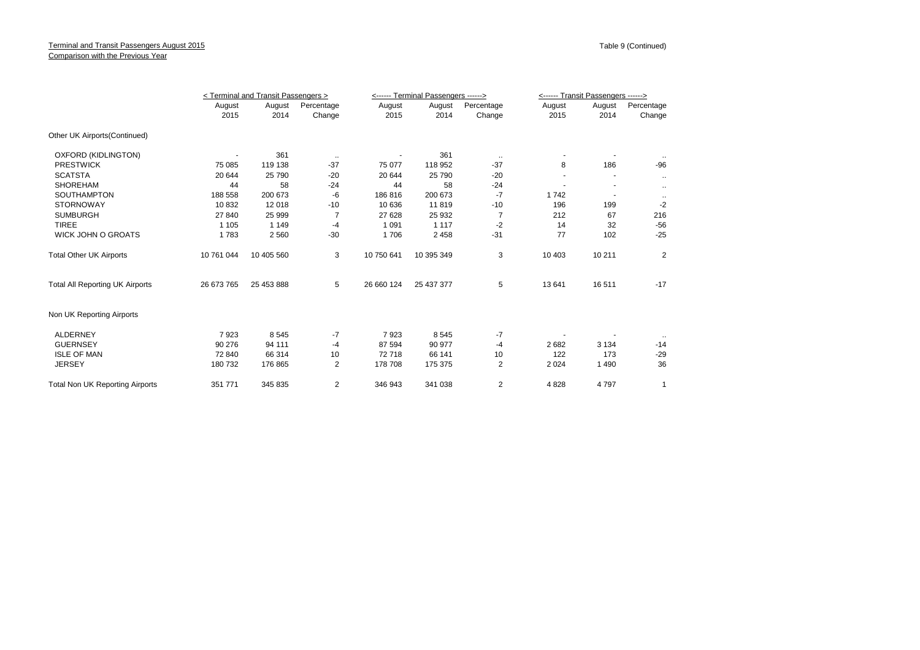Terminal and Transit Passengers August 2015
Comparison with the Previous Year

Table 9 (Continued)

| | < Terminal and Transit Passengers > | | | <------ Terminal Passengers ------> | | | <------ Transit Passengers ------> | | |
|---|---|---|---|---|---|---|---|---|---|
| | August 2015 | August 2014 | Percentage Change | August 2015 | August 2014 | Percentage Change | August 2015 | August 2014 | Percentage Change |
| Other UK Airports(Continued) | | | | | | | | | |
| OXFORD (KIDLINGTON) | - | 361 | .. | - | 361 | .. | - | - | .. |
| PRESTWICK | 75 085 | 119 138 | -37 | 75 077 | 118 952 | -37 | 8 | 186 | -96 |
| SCATSTA | 20 644 | 25 790 | -20 | 20 644 | 25 790 | -20 | - | - | .. |
| SHOREHAM | 44 | 58 | -24 | 44 | 58 | -24 | - | - | .. |
| SOUTHAMPTON | 188 558 | 200 673 | -6 | 186 816 | 200 673 | -7 | 1 742 | - | .. |
| STORNOWAY | 10 832 | 12 018 | -10 | 10 636 | 11 819 | -10 | 196 | 199 | -2 |
| SUMBURGH | 27 840 | 25 999 | 7 | 27 628 | 25 932 | 7 | 212 | 67 | 216 |
| TIREE | 1 105 | 1 149 | -4 | 1 091 | 1 117 | -2 | 14 | 32 | -56 |
| WICK JOHN O GROATS | 1 783 | 2 560 | -30 | 1 706 | 2 458 | -31 | 77 | 102 | -25 |
| Total Other UK Airports | 10 761 044 | 10 405 560 | 3 | 10 750 641 | 10 395 349 | 3 | 10 403 | 10 211 | 2 |
| Total All Reporting UK Airports | 26 673 765 | 25 453 888 | 5 | 26 660 124 | 25 437 377 | 5 | 13 641 | 16 511 | -17 |
| Non UK Reporting Airports | | | | | | | | | |
| ALDERNEY | 7 923 | 8 545 | -7 | 7 923 | 8 545 | -7 | - | - | .. |
| GUERNSEY | 90 276 | 94 111 | -4 | 87 594 | 90 977 | -4 | 2 682 | 3 134 | -14 |
| ISLE OF MAN | 72 840 | 66 314 | 10 | 72 718 | 66 141 | 10 | 122 | 173 | -29 |
| JERSEY | 180 732 | 176 865 | 2 | 178 708 | 175 375 | 2 | 2 024 | 1 490 | 36 |
| Total Non UK Reporting Airports | 351 771 | 345 835 | 2 | 346 943 | 341 038 | 2 | 4 828 | 4 797 | 1 |